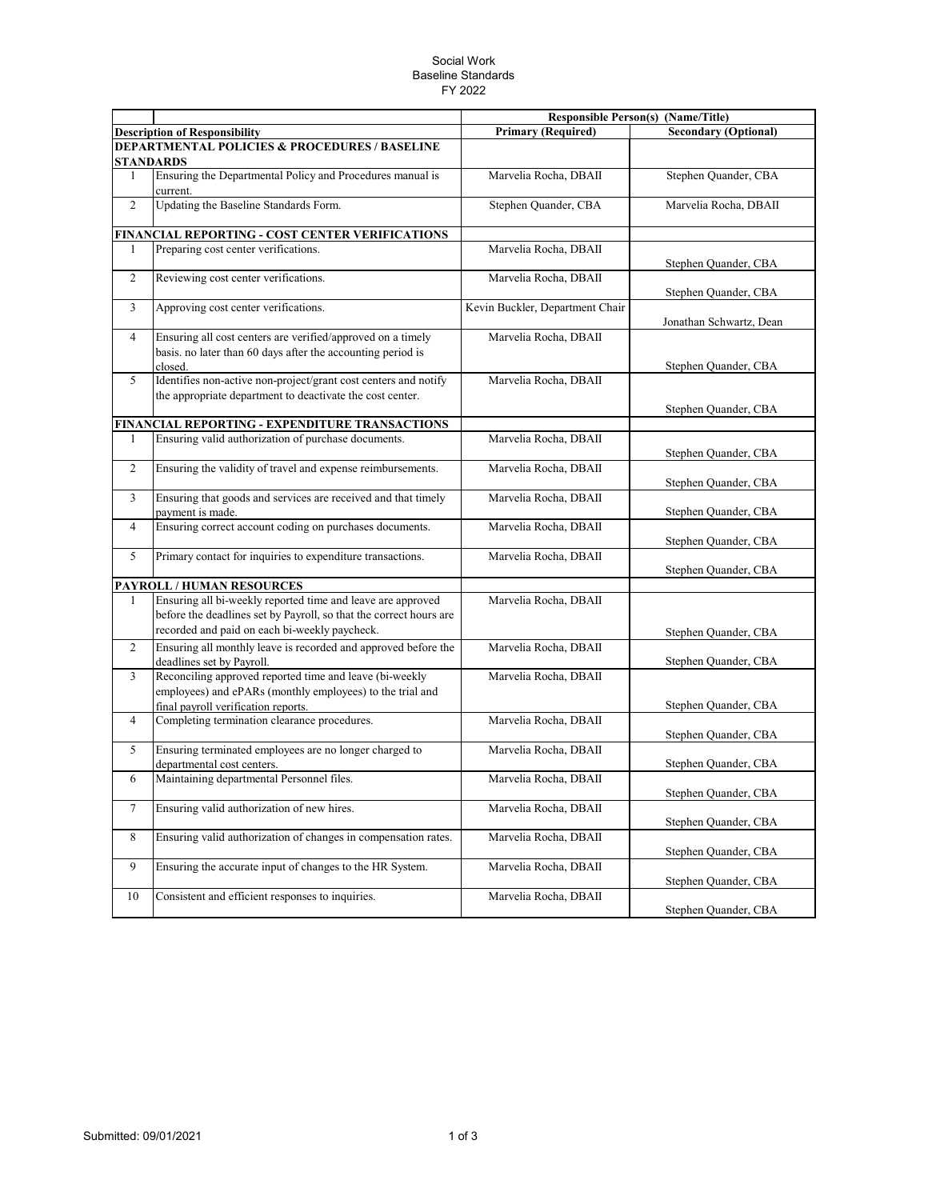Social Work
Baseline Standards
FY 2022

| | | Responsible Person(s) (Name/Title) | |
|---|---|---|---|
| **Description of Responsibility** | | **Primary (Required)** | **Secondary (Optional)** |
| **DEPARTMENTAL POLICIES & PROCEDURES / BASELINE STANDARDS** | | | |
| 1 | Ensuring the Departmental Policy and Procedures manual is current. | Marvelia Rocha, DBAII | Stephen Quander, CBA |
| 2 | Updating the Baseline Standards Form. | Stephen Quander, CBA | Marvelia Rocha, DBAII |
| **FINANCIAL REPORTING - COST CENTER VERIFICATIONS** | | | |
| 1 | Preparing cost center verifications. | Marvelia Rocha, DBAII | Stephen Quander, CBA |
| 2 | Reviewing cost center verifications. | Marvelia Rocha, DBAII | Stephen Quander, CBA |
| 3 | Approving cost center verifications. | Kevin Buckler, Department Chair | Jonathan Schwartz, Dean |
| 4 | Ensuring all cost centers are verified/approved on a timely basis. no later than 60 days after the accounting period is closed. | Marvelia Rocha, DBAII | Stephen Quander, CBA |
| 5 | Identifies non-active non-project/grant cost centers and notify the appropriate department to deactivate the cost center. | Marvelia Rocha, DBAII | Stephen Quander, CBA |
| **FINANCIAL REPORTING - EXPENDITURE TRANSACTIONS** | | | |
| 1 | Ensuring valid authorization of purchase documents. | Marvelia Rocha, DBAII | Stephen Quander, CBA |
| 2 | Ensuring the validity of travel and expense reimbursements. | Marvelia Rocha, DBAII | Stephen Quander, CBA |
| 3 | Ensuring that goods and services are received and that timely payment is made. | Marvelia Rocha, DBAII | Stephen Quander, CBA |
| 4 | Ensuring correct account coding on purchases documents. | Marvelia Rocha, DBAII | Stephen Quander, CBA |
| 5 | Primary contact for inquiries to expenditure transactions. | Marvelia Rocha, DBAII | Stephen Quander, CBA |
| **PAYROLL / HUMAN RESOURCES** | | | |
| 1 | Ensuring all bi-weekly reported time and leave are approved before the deadlines set by Payroll, so that the correct hours are recorded and paid on each bi-weekly paycheck. | Marvelia Rocha, DBAII | Stephen Quander, CBA |
| 2 | Ensuring all monthly leave is recorded and approved before the deadlines set by Payroll. | Marvelia Rocha, DBAII | Stephen Quander, CBA |
| 3 | Reconciling approved reported time and leave (bi-weekly employees) and ePARs (monthly employees) to the trial and final payroll verification reports. | Marvelia Rocha, DBAII | Stephen Quander, CBA |
| 4 | Completing termination clearance procedures. | Marvelia Rocha, DBAII | Stephen Quander, CBA |
| 5 | Ensuring terminated employees are no longer charged to departmental cost centers. | Marvelia Rocha, DBAII | Stephen Quander, CBA |
| 6 | Maintaining departmental Personnel files. | Marvelia Rocha, DBAII | Stephen Quander, CBA |
| 7 | Ensuring valid authorization of new hires. | Marvelia Rocha, DBAII | Stephen Quander, CBA |
| 8 | Ensuring valid authorization of changes in compensation rates. | Marvelia Rocha, DBAII | Stephen Quander, CBA |
| 9 | Ensuring the accurate input of changes to the HR System. | Marvelia Rocha, DBAII | Stephen Quander, CBA |
| 10 | Consistent and efficient responses to inquiries. | Marvelia Rocha, DBAII | Stephen Quander, CBA |

Submitted: 09/01/2021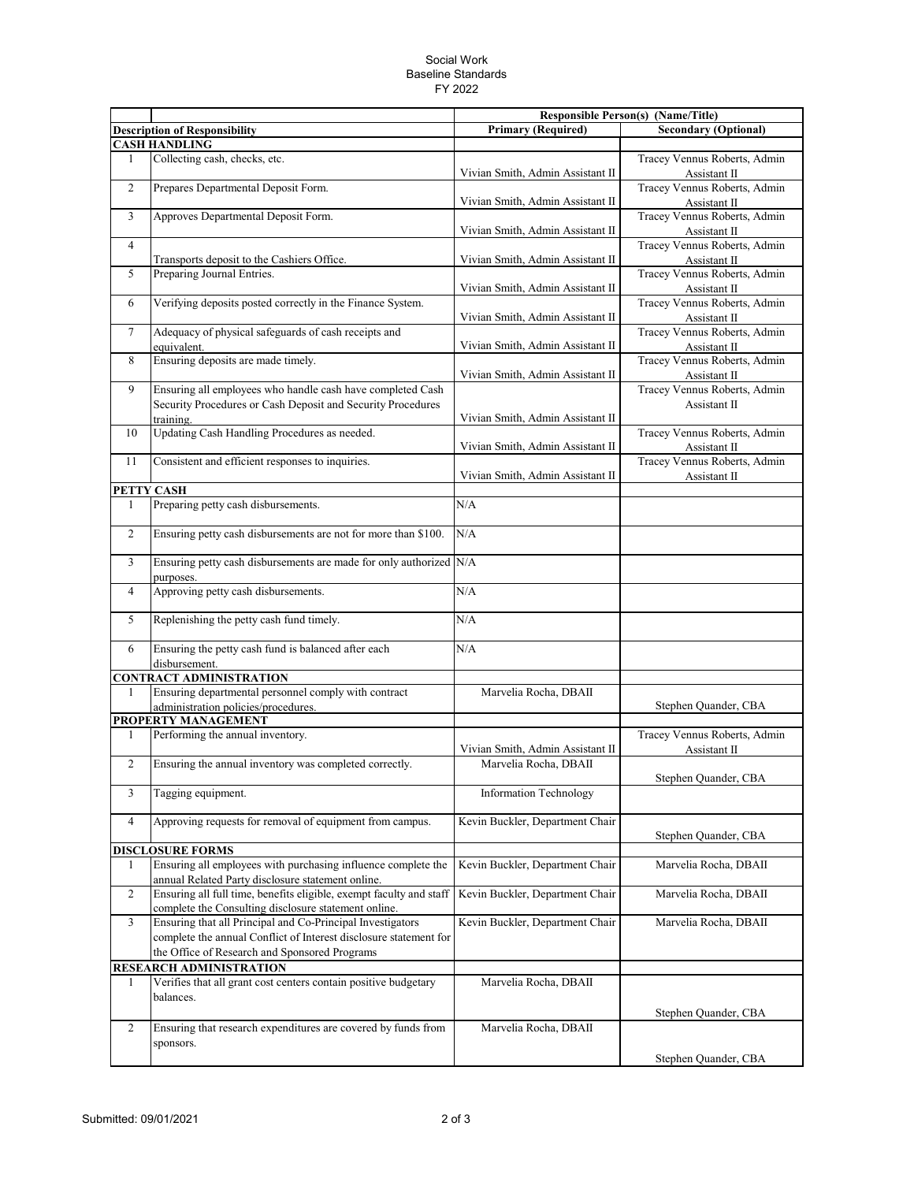# Social Work
## Baseline Standards
## FY 2022

| | | Responsible Person(s) (Name/Title) | |
|---|---|---|---|
| **Description of Responsibility** | | **Primary (Required)** | **Secondary (Optional)** |
| **CASH HANDLING** | | | |
| 1 | Collecting cash, checks, etc. | Vivian Smith, Admin Assistant II | Tracey Vennus Roberts, Admin Assistant II |
| 2 | Prepares Departmental Deposit Form. | Vivian Smith, Admin Assistant II | Tracey Vennus Roberts, Admin Assistant II |
| 3 | Approves Departmental Deposit Form. | Vivian Smith, Admin Assistant II | Tracey Vennus Roberts, Admin Assistant II |
| 4 | Transports deposit to the Cashiers Office. | Vivian Smith, Admin Assistant II | Tracey Vennus Roberts, Admin Assistant II |
| 5 | Preparing Journal Entries. | Vivian Smith, Admin Assistant II | Tracey Vennus Roberts, Admin Assistant II |
| 6 | Verifying deposits posted correctly in the Finance System. | Vivian Smith, Admin Assistant II | Tracey Vennus Roberts, Admin Assistant II |
| 7 | Adequacy of physical safeguards of cash receipts and equivalent. | Vivian Smith, Admin Assistant II | Tracey Vennus Roberts, Admin Assistant II |
| 8 | Ensuring deposits are made timely. | Vivian Smith, Admin Assistant II | Tracey Vennus Roberts, Admin Assistant II |
| 9 | Ensuring all employees who handle cash have completed Cash Security Procedures or Cash Deposit and Security Procedures training. | Vivian Smith, Admin Assistant II | Tracey Vennus Roberts, Admin Assistant II |
| 10 | Updating Cash Handling Procedures as needed. | Vivian Smith, Admin Assistant II | Tracey Vennus Roberts, Admin Assistant II |
| 11 | Consistent and efficient responses to inquiries. | Vivian Smith, Admin Assistant II | Tracey Vennus Roberts, Admin Assistant II |
| **PETTY CASH** | | | |
| 1 | Preparing petty cash disbursements. | N/A | |
| 2 | Ensuring petty cash disbursements are not for more than $100. | N/A | |
| 3 | Ensuring petty cash disbursements are made for only authorized purposes. | N/A | |
| 4 | Approving petty cash disbursements. | N/A | |
| 5 | Replenishing the petty cash fund timely. | N/A | |
| 6 | Ensuring the petty cash fund is balanced after each disbursement. | N/A | |
| **CONTRACT ADMINISTRATION** | | | |
| 1 | Ensuring departmental personnel comply with contract administration policies/procedures. | Marvelia Rocha, DBAII | Stephen Quander, CBA |
| **PROPERTY MANAGEMENT** | | | |
| 1 | Performing the annual inventory. | Vivian Smith, Admin Assistant II | Tracey Vennus Roberts, Admin Assistant II |
| 2 | Ensuring the annual inventory was completed correctly. | Marvelia Rocha, DBAII | Stephen Quander, CBA |
| 3 | Tagging equipment. | Information Technology | |
| 4 | Approving requests for removal of equipment from campus. | Kevin Buckler, Department Chair | Stephen Quander, CBA |
| **DISCLOSURE FORMS** | | | |
| 1 | Ensuring all employees with purchasing influence complete the annual Related Party disclosure statement online. | Kevin Buckler, Department Chair | Marvelia Rocha, DBAII |
| 2 | Ensuring all full time, benefits eligible, exempt faculty and staff complete the Consulting disclosure statement online. | Kevin Buckler, Department Chair | Marvelia Rocha, DBAII |
| 3 | Ensuring that all Principal and Co-Principal Investigators complete the annual Conflict of Interest disclosure statement for the Office of Research and Sponsored Programs | Kevin Buckler, Department Chair | Marvelia Rocha, DBAII |
| **RESEARCH ADMINISTRATION** | | | |
| 1 | Verifies that all grant cost centers contain positive budgetary balances. | Marvelia Rocha, DBAII | Stephen Quander, CBA |
| 2 | Ensuring that research expenditures are covered by funds from sponsors. | Marvelia Rocha, DBAII | Stephen Quander, CBA |

Submitted: 09/01/2021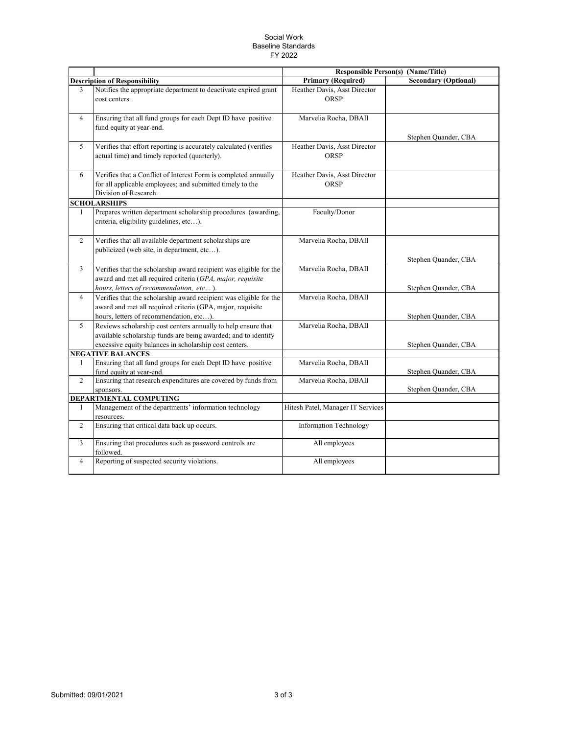Social Work
Baseline Standards
FY 2022

| | | Responsible Person(s) (Name/Title) | |
|---|---|---|---|
| **Description of Responsibility** | | **Primary (Required)** | **Secondary (Optional)** |
| 3 | Notifies the appropriate department to deactivate expired grant cost centers. | Heather Davis, Asst Director ORSP | |
| 4 | Ensuring that all fund groups for each Dept ID have positive fund equity at year-end. | Marvelia Rocha, DBAII | Stephen Quander, CBA |
| 5 | Verifies that effort reporting is accurately calculated (verifies actual time) and timely reported (quarterly). | Heather Davis, Asst Director ORSP | |
| 6 | Verifies that a Conflict of Interest Form is completed annually for all applicable employees; and submitted timely to the Division of Research. | Heather Davis, Asst Director ORSP | |
| **SCHOLARSHIPS** | | | |
| 1 | Prepares written department scholarship procedures (awarding, criteria, eligibility guidelines, etc…). | Faculty/Donor | |
| 2 | Verifies that all available department scholarships are publicized (web site, in department, etc…). | Marvelia Rocha, DBAII | Stephen Quander, CBA |
| 3 | Verifies that the scholarship award recipient was eligible for the award and met all required criteria (*GPA, major, requisite hours, letters of recommendation, etc…*). | Marvelia Rocha, DBAII | Stephen Quander, CBA |
| 4 | Verifies that the scholarship award recipient was eligible for the award and met all required criteria (GPA, major, requisite hours, letters of recommendation, etc…). | Marvelia Rocha, DBAII | Stephen Quander, CBA |
| 5 | Reviews scholarship cost centers annually to help ensure that available scholarship funds are being awarded; and to identify excessive equity balances in scholarship cost centers. | Marvelia Rocha, DBAII | Stephen Quander, CBA |
| **NEGATIVE BALANCES** | | | |
| 1 | Ensuring that all fund groups for each Dept ID have positive fund equity at year-end. | Marvelia Rocha, DBAII | Stephen Quander, CBA |
| 2 | Ensuring that research expenditures are covered by funds from sponsors. | Marvelia Rocha, DBAII | Stephen Quander, CBA |
| **DEPARTMENTAL COMPUTING** | | | |
| 1 | Management of the departments' information technology resources. | Hitesh Patel, Manager IT Services | |
| 2 | Ensuring that critical data back up occurs. | Information Technology | |
| 3 | Ensuring that procedures such as password controls are followed. | All employees | |
| 4 | Reporting of suspected security violations. | All employees | |

Submitted: 09/01/2021